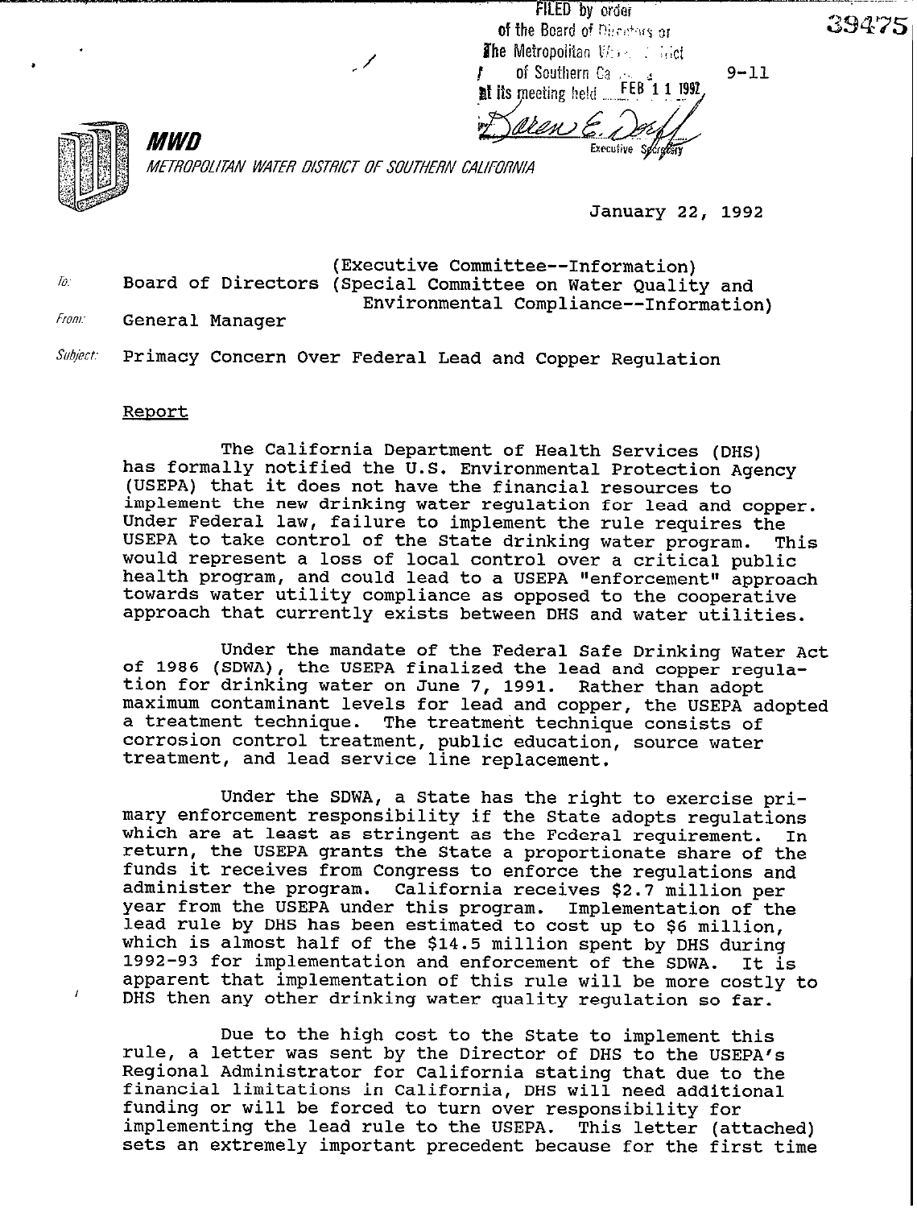FILED by order of the Board of Directors of The Metropolitan Water District of Southern California at its meeting held FEB 11 1992

Executive Secretary

39475

9-11

**MWD**

*METROPOLITAN WATER DISTRICT OF SOUTHERN CALIFORNIA*

January 22, 1992

(Executive Committee--Information)

To: Board of Directors (Special Committee on Water Quality and Environmental Compliance--Information)

From: General Manager

Subject: Primacy Concern Over Federal Lead and Copper Regulation

## Report

The California Department of Health Services (DHS) has formally notified the U.S. Environmental Protection Agency (USEPA) that it does not have the financial resources to implement the new drinking water regulation for lead and copper. Under Federal law, failure to implement the rule requires the USEPA to take control of the State drinking water program. This would represent a loss of local control over a critical public health program, and could lead to a USEPA "enforcement" approach towards water utility compliance as opposed to the cooperative approach that currently exists between DHS and water utilities.

Under the mandate of the Federal Safe Drinking Water Act of 1986 (SDWA), the USEPA finalized the lead and copper regulation for drinking water on June 7, 1991. Rather than adopt maximum contaminant levels for lead and copper, the USEPA adopted a treatment technique. The treatment technique consists of corrosion control treatment, public education, source water treatment, and lead service line replacement.

Under the SDWA, a State has the right to exercise primary enforcement responsibility if the State adopts regulations which are at least as stringent as the Federal requirement. In return, the USEPA grants the State a proportionate share of the funds it receives from Congress to enforce the regulations and administer the program. California receives \$2.7 million per year from the USEPA under this program. Implementation of the lead rule by DHS has been estimated to cost up to \$6 million, which is almost half of the \$14.5 million spent by DHS during 1992-93 for implementation and enforcement of the SDWA. It is apparent that implementation of this rule will be more costly to DHS then any other drinking water quality regulation so far.

Due to the high cost to the State to implement this rule, a letter was sent by the Director of DHS to the USEPA's Regional Administrator for California stating that due to the financial limitations in California, DHS will need additional funding or will be forced to turn over responsibility for implementing the lead rule to the USEPA. This letter (attached) sets an extremely important precedent because for the first time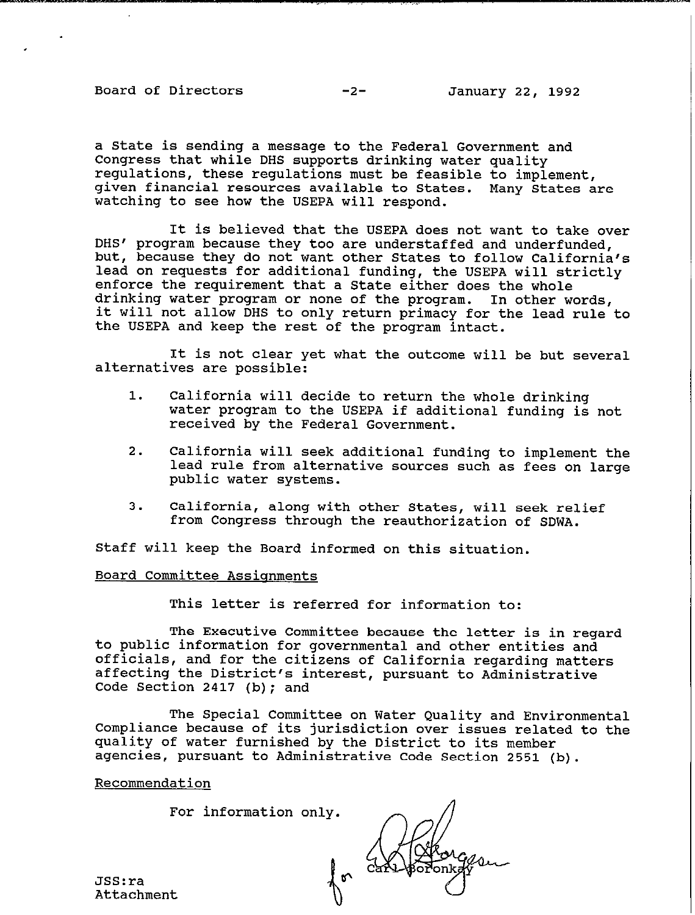a State is sending a message to the Federal Government and Congress that while DHS supports drinking water quality regulations, these regulations must be feasible to implement, given financial resources available to States. Many States are watching to see how the USEPA will respond.

It is believed that the USEPA does not want to take over DHS' program because they too are understaffed and underfunded, but, because they do not want other States to follow California's lead on requests for additional funding, the USEPA will strictly enforce the requirement that a State either does the whole drinking water program or none of the program. In other words, it will not allow DHS to only return primacy for the lead rule to the USEPA and keep the rest of the program intact.

It is not clear yet what the outcome will be but several alternatives are possible:

1. California will decide to return the whole drinking water program to the USEPA if additional funding is not received by the Federal Government.
2. California will seek additional funding to implement the lead rule from alternative sources such as fees on large public water systems.
3. California, along with other States, will seek relief from Congress through the reauthorization of SDWA.

Staff will keep the Board informed on this situation.

Board Committee Assignments

This letter is referred for information to:

The Executive Committee because the letter is in regard to public information for governmental and other entities and officials, and for the citizens of California regarding matters affecting the District's interest, pursuant to Administrative Code Section 2417 (b); and

The Special Committee on Water Quality and Environmental Compliance because of its jurisdiction over issues related to the quality of water furnished by the District to its member agencies, pursuant to Administrative Code Section 2551 (b).

Recommendation

For information only.

for Carl Boronkay

JSS:ra
Attachment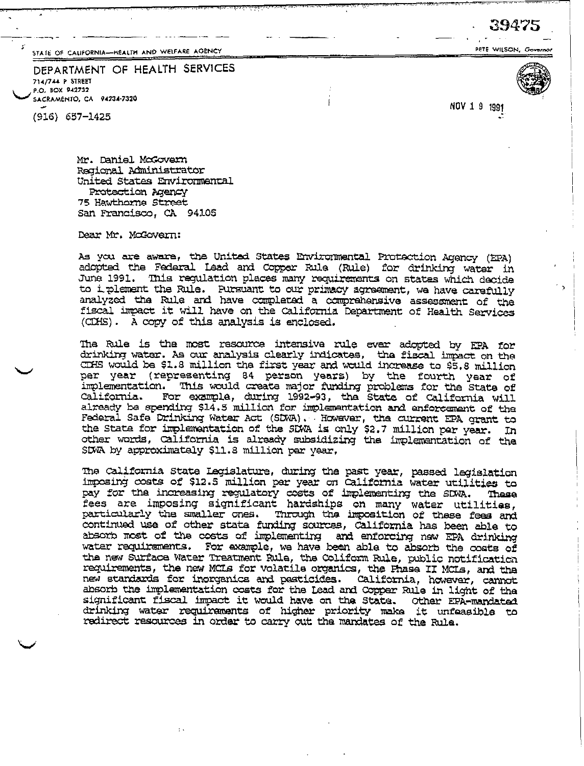39475

STATE OF CALIFORNIA—HEALTH AND WELFARE AGENCY

PETE WILSON, *Governor*

DEPARTMENT OF HEALTH SERVICES
714/744 P STREET
P.O. BOX 942732
SACRAMENTO, CA 94234-7320

(916) 657-1425

NOV 1 9 1991

Mr. Daniel McGovern
Regional Administrator
United States Environmental
Protection Agency
75 Hawthorne Street
San Francisco, CA 94105

Dear Mr. McGovern:

As you are aware, the United States Environmental Protection Agency (EPA) adopted the Federal Lead and Copper Rule (Rule) for drinking water in June 1991. This regulation places many requirements on states which decide to i plement the Rule. Pursuant to our primacy agreement, we have carefully analyzed the Rule and have completed a comprehensive assessment of the fiscal impact it will have on the California Department of Health Services (CDHS). A copy of this analysis is enclosed.

The Rule is the most resource intensive rule ever adopted by EPA for drinking water. As our analysis clearly indicates, the fiscal impact on the CDHS would be $1.8 million the first year and would increase to $5.8 million per year (representing 84 person years) by the fourth year of implementation. This would create major funding problems for the State of California. For example, during 1992-93, the State of California will already be spending $14.5 million for implementation and enforcement of the Federal Safe Drinking Water Act (SDWA). However, the current EPA grant to the State for implementation of the SDWA is only $2.7 million per year. In other words, California is already subsidizing the implementation of the SDWA by approximately $11.8 million per year.

The California State Legislature, during the past year, passed legislation imposing costs of $12.5 million per year on California water utilities to pay for the increasing regulatory costs of implementing the SDWA. These fees are imposing significant hardships on many water utilities, particularly the smaller ones. Through the imposition of these fees and continued use of other state funding sources, California has been able to absorb most of the costs of implementing and enforcing new EPA drinking water requirements. For example, we have been able to absorb the costs of the new Surface Water Treatment Rule, the Coliform Rule, public notification requirements, the new MCLs for volatile organics, the Phase II MCLs, and the new standards for inorganics and pesticides. California, however, cannot absorb the implementation costs for the Lead and Copper Rule in light of the significant fiscal impact it would have on the State. Other EPA-mandated drinking water requirements of higher priority make it unfeasible to redirect resources in order to carry out the mandates of the Rule.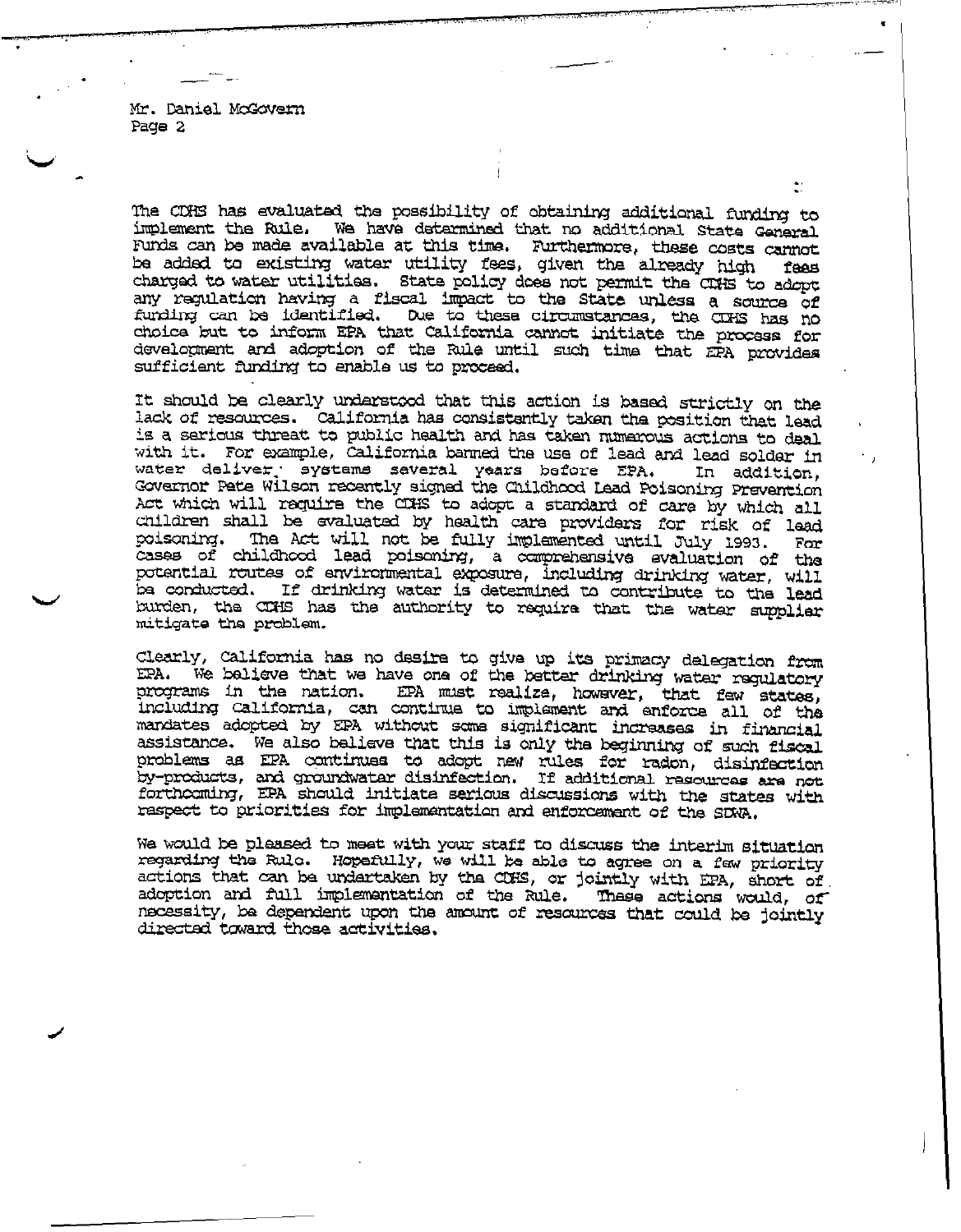Mr. Daniel McGovern
Page 2

The CDHS has evaluated the possibility of obtaining additional funding to implement the Rule. We have determined that no additional State General Funds can be made available at this time. Furthermore, these costs cannot be added to existing water utility fees, given the already high fees charged to water utilities. State policy does not permit the CDHS to adopt any regulation having a fiscal impact to the State unless a source of funding can be identified. Due to these circumstances, the CDHS has no choice but to inform EPA that California cannot initiate the process for development and adoption of the Rule until such time that EPA provides sufficient funding to enable us to proceed.

It should be clearly understood that this action is based strictly on the lack of resources. California has consistently taken the position that lead is a serious threat to public health and has taken numerous actions to deal with it. For example, California banned the use of lead and lead solder in water delivery systems several years before EPA. In addition, Governor Pete Wilson recently signed the Childhood Lead Poisoning Prevention Act which will require the CDHS to adopt a standard of care by which all children shall be evaluated by health care providers for risk of lead poisoning. The Act will not be fully implemented until July 1993. For cases of childhood lead poisoning, a comprehensive evaluation of the potential routes of environmental exposure, including drinking water, will be conducted. If drinking water is determined to contribute to the lead burden, the CDHS has the authority to require that the water supplier mitigate the problem.

Clearly, California has no desire to give up its primacy delegation from EPA. We believe that we have one of the better drinking water regulatory programs in the nation. EPA must realize, however, that few states, including California, can continue to implement and enforce all of the mandates adopted by EPA without some significant increases in financial assistance. We also believe that this is only the beginning of such fiscal problems as EPA continues to adopt new rules for radon, disinfection by-products, and groundwater disinfection. If additional resources are not forthcoming, EPA should initiate serious discussions with the states with respect to priorities for implementation and enforcement of the SDWA.

We would be pleased to meet with your staff to discuss the interim situation regarding the Rule. Hopefully, we will be able to agree on a few priority actions that can be undertaken by the CDHS, or jointly with EPA, short of adoption and full implementation of the Rule. These actions would, of necessity, be dependent upon the amount of resources that could be jointly directed toward those activities.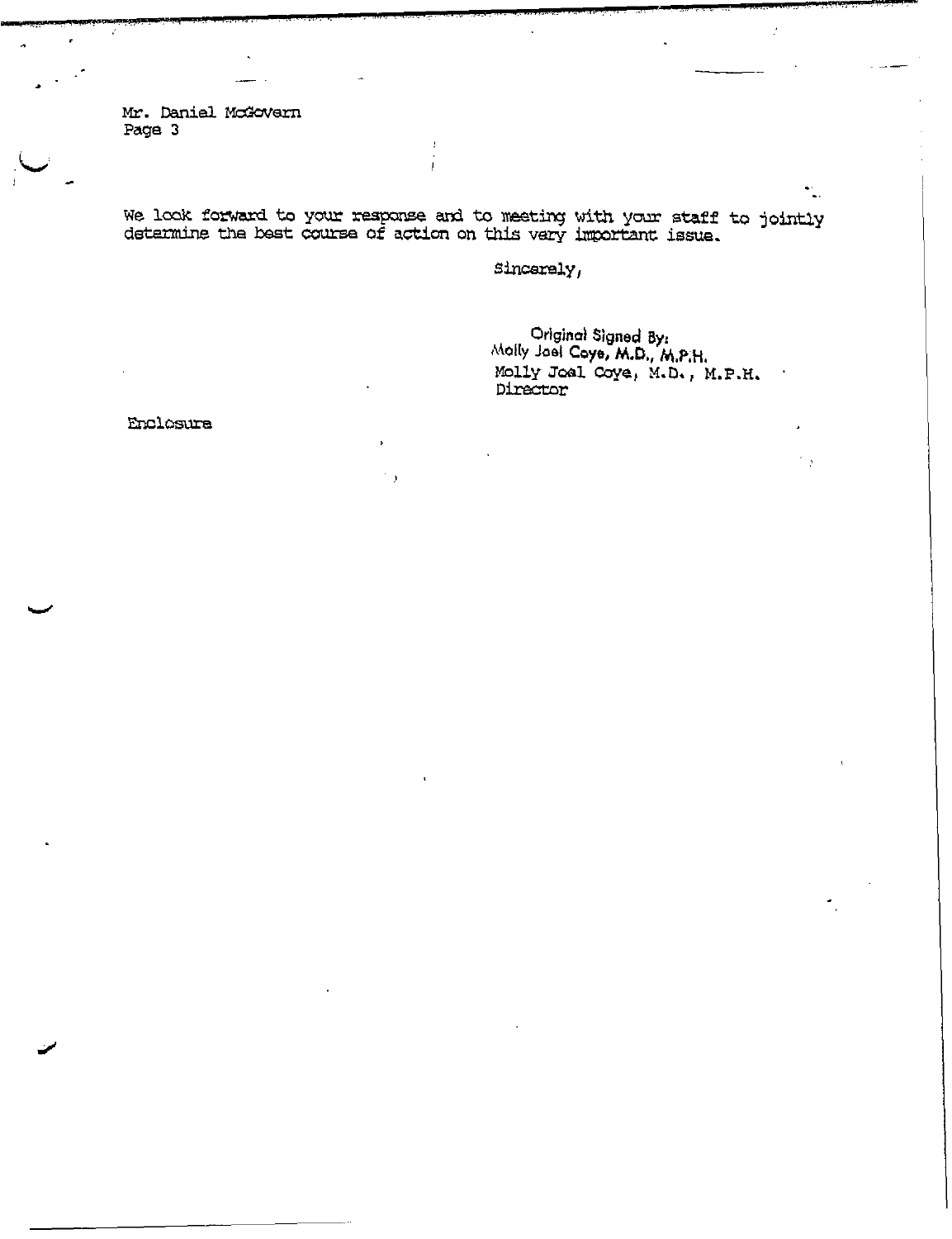Mr. Daniel McGovern
Page 3

We look forward to your response and to meeting with your staff to jointly determine the best course of action on this very important issue.

Sincerely,

Original Signed By:
Molly Joel Coye, M.D., M.P.H.
Molly Joel Coye, M.D., M.P.H.
Director

Enclosure